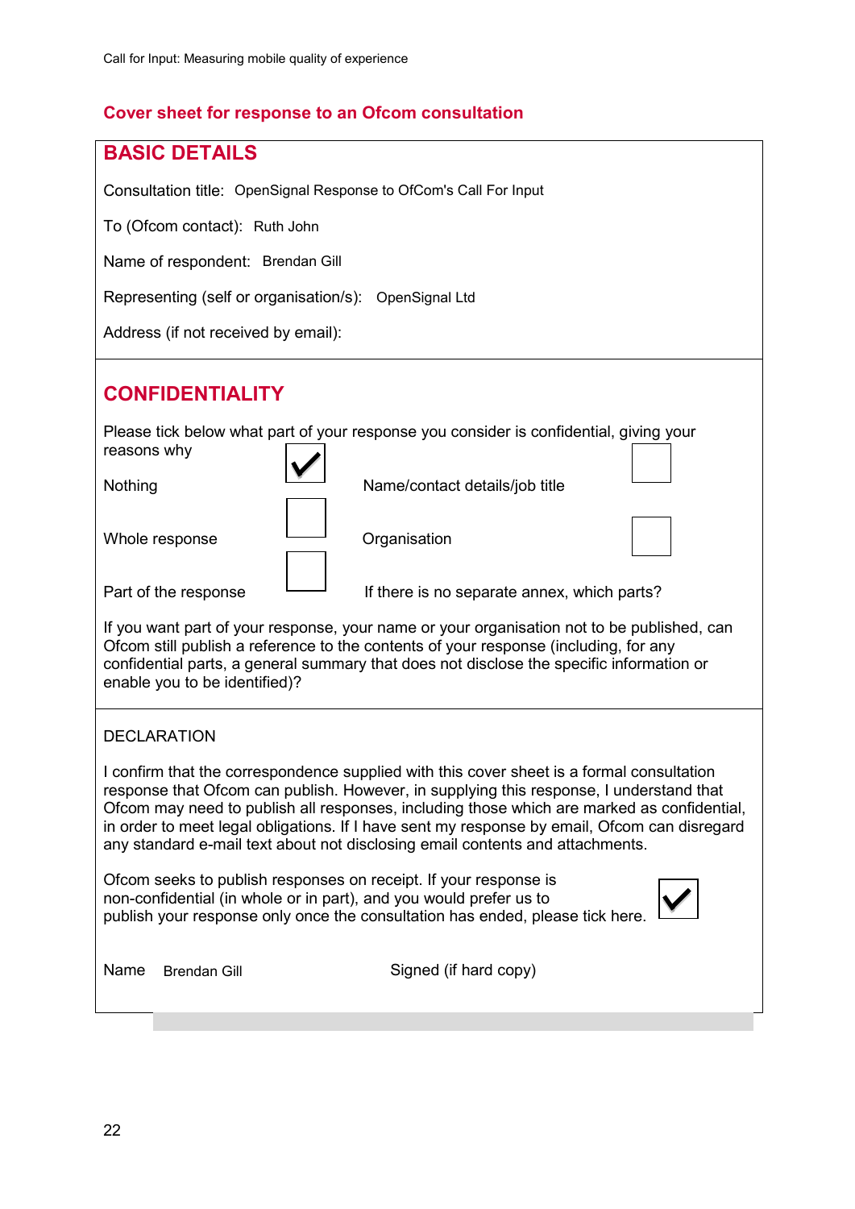## Cover sheet for response to an Ofcom consultation

### BASIC DETAILS

Consultation title: OpenSignal Response to OfCom's Call For Input

To (Ofcom contact): Ruth John

Name of respondent: Brendan Gill

Representing (self or organisation/s): OpenSignal Ltd

Address (if not received by email):

### CONFIDENTIALITY

Please tick below what part of your response you consider is confidential, giving your reasons why

| | | | |
|---|---|---|---|
| Nothing | ☑ | Name/contact details/job title | ☐ |
| Whole response | ☐ | Organisation | ☐ |
| Part of the response | ☐ | If there is no separate annex, which parts? | |

If you want part of your response, your name or your organisation not to be published, can Ofcom still publish a reference to the contents of your response (including, for any confidential parts, a general summary that does not disclose the specific information or enable you to be identified)?

### DECLARATION

I confirm that the correspondence supplied with this cover sheet is a formal consultation response that Ofcom can publish. However, in supplying this response, I understand that Ofcom may need to publish all responses, including those which are marked as confidential, in order to meet legal obligations. If I have sent my response by email, Ofcom can disregard any standard e-mail text about not disclosing email contents and attachments.

Ofcom seeks to publish responses on receipt. If your response is non-confidential (in whole or in part), and you would prefer us to publish your response only once the consultation has ended, please tick here. ☑

Name Brendan Gill

Signed (if hard copy)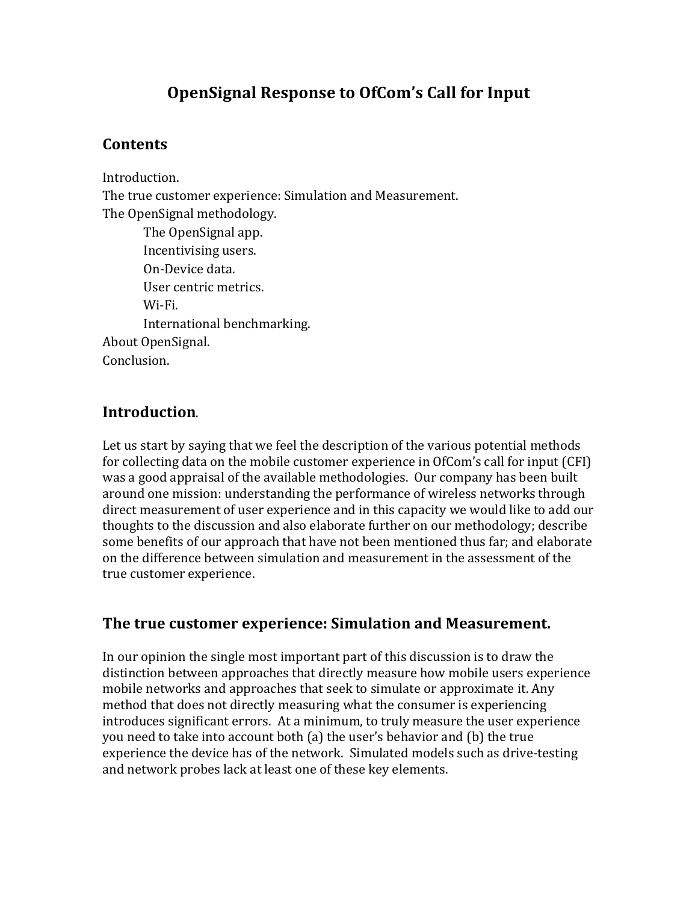# OpenSignal Response to OfCom's Call for Input

## Contents

Introduction.
The true customer experience: Simulation and Measurement.
The OpenSignal methodology.
- The OpenSignal app.
- Incentivising users.
- On-Device data.
- User centric metrics.
- Wi-Fi.
- International benchmarking.

About OpenSignal.
Conclusion.

## Introduction.

Let us start by saying that we feel the description of the various potential methods for collecting data on the mobile customer experience in OfCom's call for input (CFI) was a good appraisal of the available methodologies. Our company has been built around one mission: understanding the performance of wireless networks through direct measurement of user experience and in this capacity we would like to add our thoughts to the discussion and also elaborate further on our methodology; describe some benefits of our approach that have not been mentioned thus far; and elaborate on the difference between simulation and measurement in the assessment of the true customer experience.

## The true customer experience: Simulation and Measurement.

In our opinion the single most important part of this discussion is to draw the distinction between approaches that directly measure how mobile users experience mobile networks and approaches that seek to simulate or approximate it. Any method that does not directly measuring what the consumer is experiencing introduces significant errors. At a minimum, to truly measure the user experience you need to take into account both (a) the user's behavior and (b) the true experience the device has of the network. Simulated models such as drive-testing and network probes lack at least one of these key elements.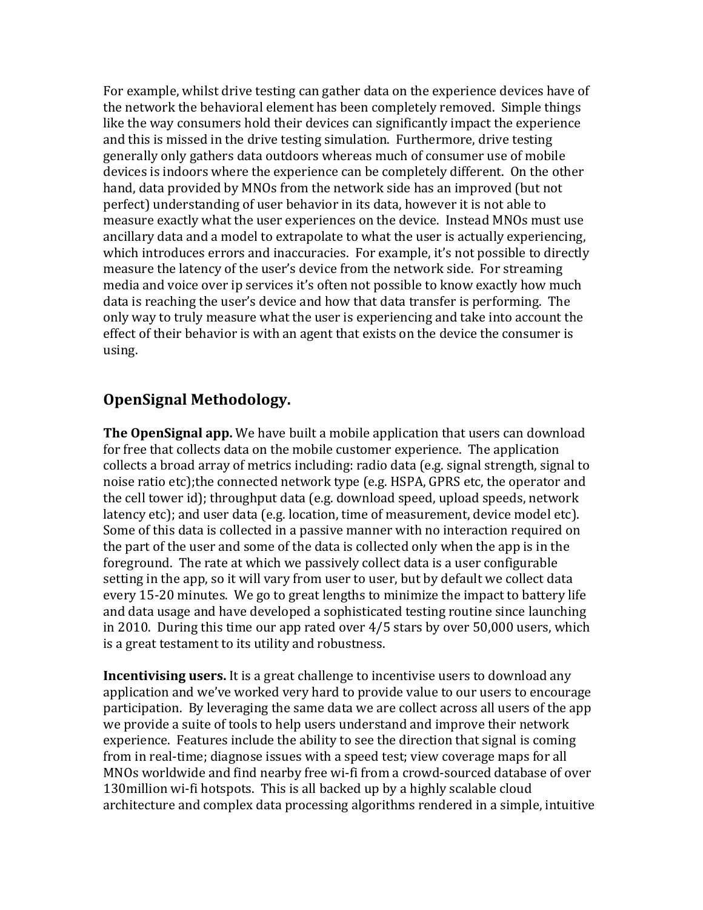For example, whilst drive testing can gather data on the experience devices have of the network the behavioral element has been completely removed. Simple things like the way consumers hold their devices can significantly impact the experience and this is missed in the drive testing simulation. Furthermore, drive testing generally only gathers data outdoors whereas much of consumer use of mobile devices is indoors where the experience can be completely different. On the other hand, data provided by MNOs from the network side has an improved (but not perfect) understanding of user behavior in its data, however it is not able to measure exactly what the user experiences on the device. Instead MNOs must use ancillary data and a model to extrapolate to what the user is actually experiencing, which introduces errors and inaccuracies. For example, it's not possible to directly measure the latency of the user's device from the network side. For streaming media and voice over ip services it's often not possible to know exactly how much data is reaching the user's device and how that data transfer is performing. The only way to truly measure what the user is experiencing and take into account the effect of their behavior is with an agent that exists on the device the consumer is using.

## OpenSignal Methodology.

**The OpenSignal app.** We have built a mobile application that users can download for free that collects data on the mobile customer experience. The application collects a broad array of metrics including: radio data (e.g. signal strength, signal to noise ratio etc);the connected network type (e.g. HSPA, GPRS etc, the operator and the cell tower id); throughput data (e.g. download speed, upload speeds, network latency etc); and user data (e.g. location, time of measurement, device model etc). Some of this data is collected in a passive manner with no interaction required on the part of the user and some of the data is collected only when the app is in the foreground. The rate at which we passively collect data is a user configurable setting in the app, so it will vary from user to user, but by default we collect data every 15-20 minutes. We go to great lengths to minimize the impact to battery life and data usage and have developed a sophisticated testing routine since launching in 2010. During this time our app rated over 4/5 stars by over 50,000 users, which is a great testament to its utility and robustness.

**Incentivising users.** It is a great challenge to incentivise users to download any application and we've worked very hard to provide value to our users to encourage participation. By leveraging the same data we are collect across all users of the app we provide a suite of tools to help users understand and improve their network experience. Features include the ability to see the direction that signal is coming from in real-time; diagnose issues with a speed test; view coverage maps for all MNOs worldwide and find nearby free wi-fi from a crowd-sourced database of over 130million wi-fi hotspots. This is all backed up by a highly scalable cloud architecture and complex data processing algorithms rendered in a simple, intuitive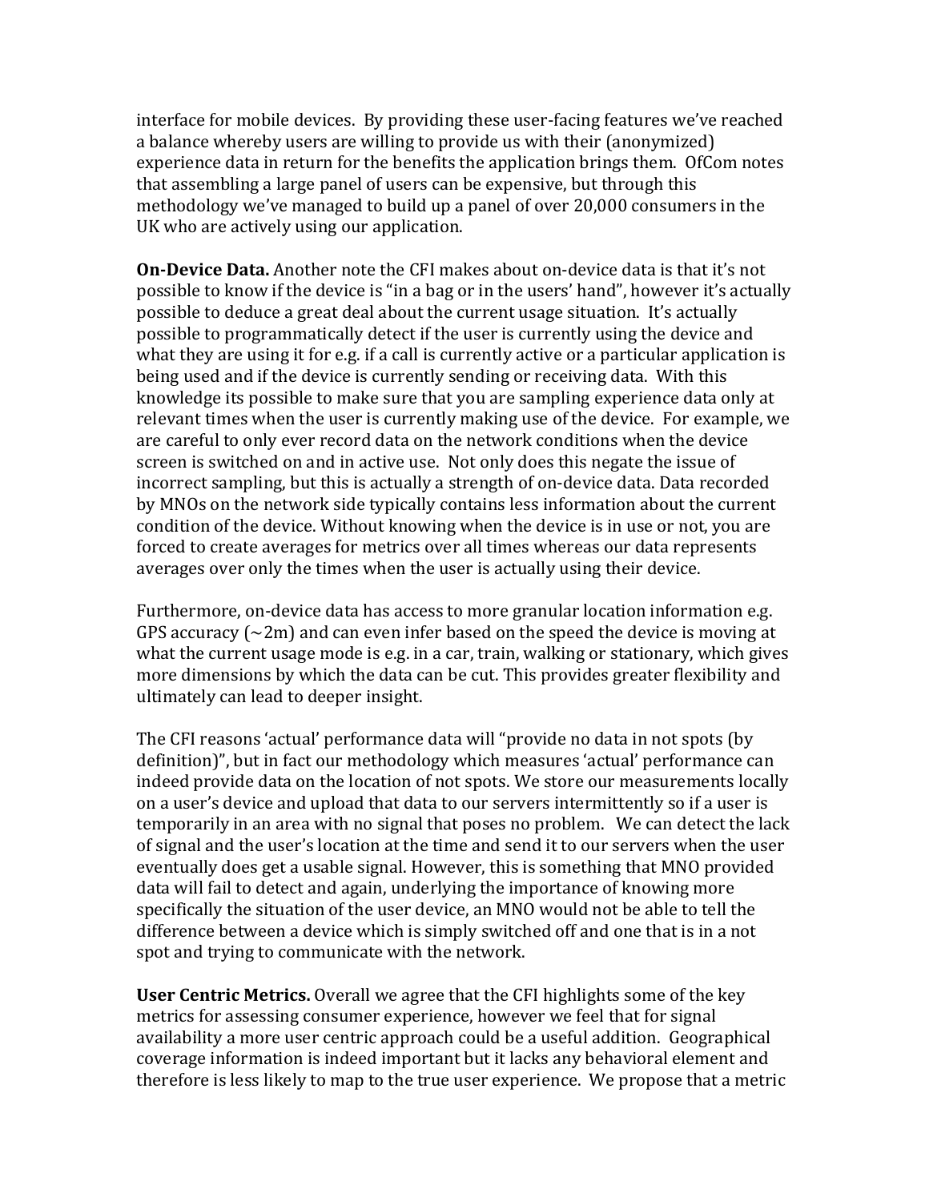interface for mobile devices. By providing these user-facing features we've reached a balance whereby users are willing to provide us with their (anonymized) experience data in return for the benefits the application brings them. OfCom notes that assembling a large panel of users can be expensive, but through this methodology we've managed to build up a panel of over 20,000 consumers in the UK who are actively using our application.

**On-Device Data.** Another note the CFI makes about on-device data is that it's not possible to know if the device is "in a bag or in the users' hand", however it's actually possible to deduce a great deal about the current usage situation. It's actually possible to programmatically detect if the user is currently using the device and what they are using it for e.g. if a call is currently active or a particular application is being used and if the device is currently sending or receiving data. With this knowledge its possible to make sure that you are sampling experience data only at relevant times when the user is currently making use of the device. For example, we are careful to only ever record data on the network conditions when the device screen is switched on and in active use. Not only does this negate the issue of incorrect sampling, but this is actually a strength of on-device data. Data recorded by MNOs on the network side typically contains less information about the current condition of the device. Without knowing when the device is in use or not, you are forced to create averages for metrics over all times whereas our data represents averages over only the times when the user is actually using their device.

Furthermore, on-device data has access to more granular location information e.g. GPS accuracy (~2m) and can even infer based on the speed the device is moving at what the current usage mode is e.g. in a car, train, walking or stationary, which gives more dimensions by which the data can be cut. This provides greater flexibility and ultimately can lead to deeper insight.

The CFI reasons 'actual' performance data will "provide no data in not spots (by definition)", but in fact our methodology which measures 'actual' performance can indeed provide data on the location of not spots. We store our measurements locally on a user's device and upload that data to our servers intermittently so if a user is temporarily in an area with no signal that poses no problem. We can detect the lack of signal and the user's location at the time and send it to our servers when the user eventually does get a usable signal. However, this is something that MNO provided data will fail to detect and again, underlying the importance of knowing more specifically the situation of the user device, an MNO would not be able to tell the difference between a device which is simply switched off and one that is in a not spot and trying to communicate with the network.

**User Centric Metrics.** Overall we agree that the CFI highlights some of the key metrics for assessing consumer experience, however we feel that for signal availability a more user centric approach could be a useful addition. Geographical coverage information is indeed important but it lacks any behavioral element and therefore is less likely to map to the true user experience. We propose that a metric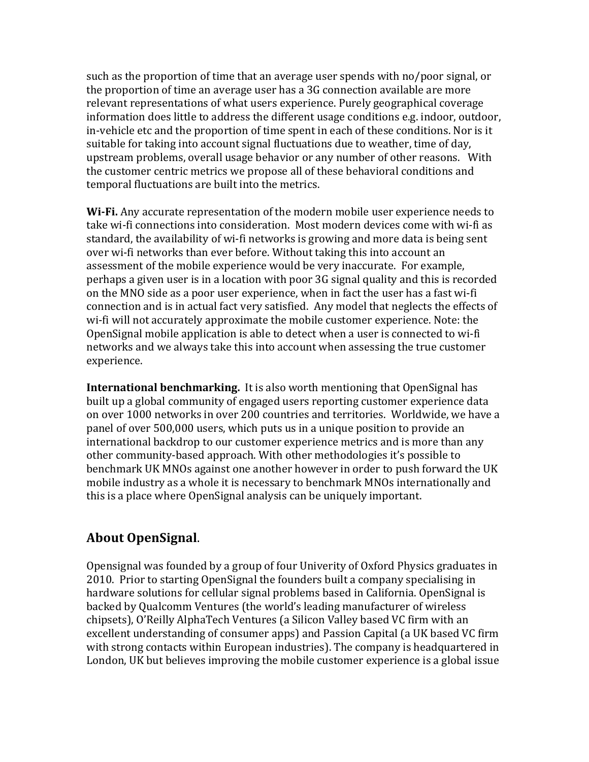such as the proportion of time that an average user spends with no/poor signal, or the proportion of time an average user has a 3G connection available are more relevant representations of what users experience. Purely geographical coverage information does little to address the different usage conditions e.g. indoor, outdoor, in-vehicle etc and the proportion of time spent in each of these conditions. Nor is it suitable for taking into account signal fluctuations due to weather, time of day, upstream problems, overall usage behavior or any number of other reasons. With the customer centric metrics we propose all of these behavioral conditions and temporal fluctuations are built into the metrics.

**Wi-Fi.** Any accurate representation of the modern mobile user experience needs to take wi-fi connections into consideration. Most modern devices come with wi-fi as standard, the availability of wi-fi networks is growing and more data is being sent over wi-fi networks than ever before. Without taking this into account an assessment of the mobile experience would be very inaccurate. For example, perhaps a given user is in a location with poor 3G signal quality and this is recorded on the MNO side as a poor user experience, when in fact the user has a fast wi-fi connection and is in actual fact very satisfied. Any model that neglects the effects of wi-fi will not accurately approximate the mobile customer experience. Note: the OpenSignal mobile application is able to detect when a user is connected to wi-fi networks and we always take this into account when assessing the true customer experience.

**International benchmarking.** It is also worth mentioning that OpenSignal has built up a global community of engaged users reporting customer experience data on over 1000 networks in over 200 countries and territories. Worldwide, we have a panel of over 500,000 users, which puts us in a unique position to provide an international backdrop to our customer experience metrics and is more than any other community-based approach. With other methodologies it's possible to benchmark UK MNOs against one another however in order to push forward the UK mobile industry as a whole it is necessary to benchmark MNOs internationally and this is a place where OpenSignal analysis can be uniquely important.

## About OpenSignal.

Opensignal was founded by a group of four Univerity of Oxford Physics graduates in 2010. Prior to starting OpenSignal the founders built a company specialising in hardware solutions for cellular signal problems based in California. OpenSignal is backed by Qualcomm Ventures (the world's leading manufacturer of wireless chipsets), O'Reilly AlphaTech Ventures (a Silicon Valley based VC firm with an excellent understanding of consumer apps) and Passion Capital (a UK based VC firm with strong contacts within European industries). The company is headquartered in London, UK but believes improving the mobile customer experience is a global issue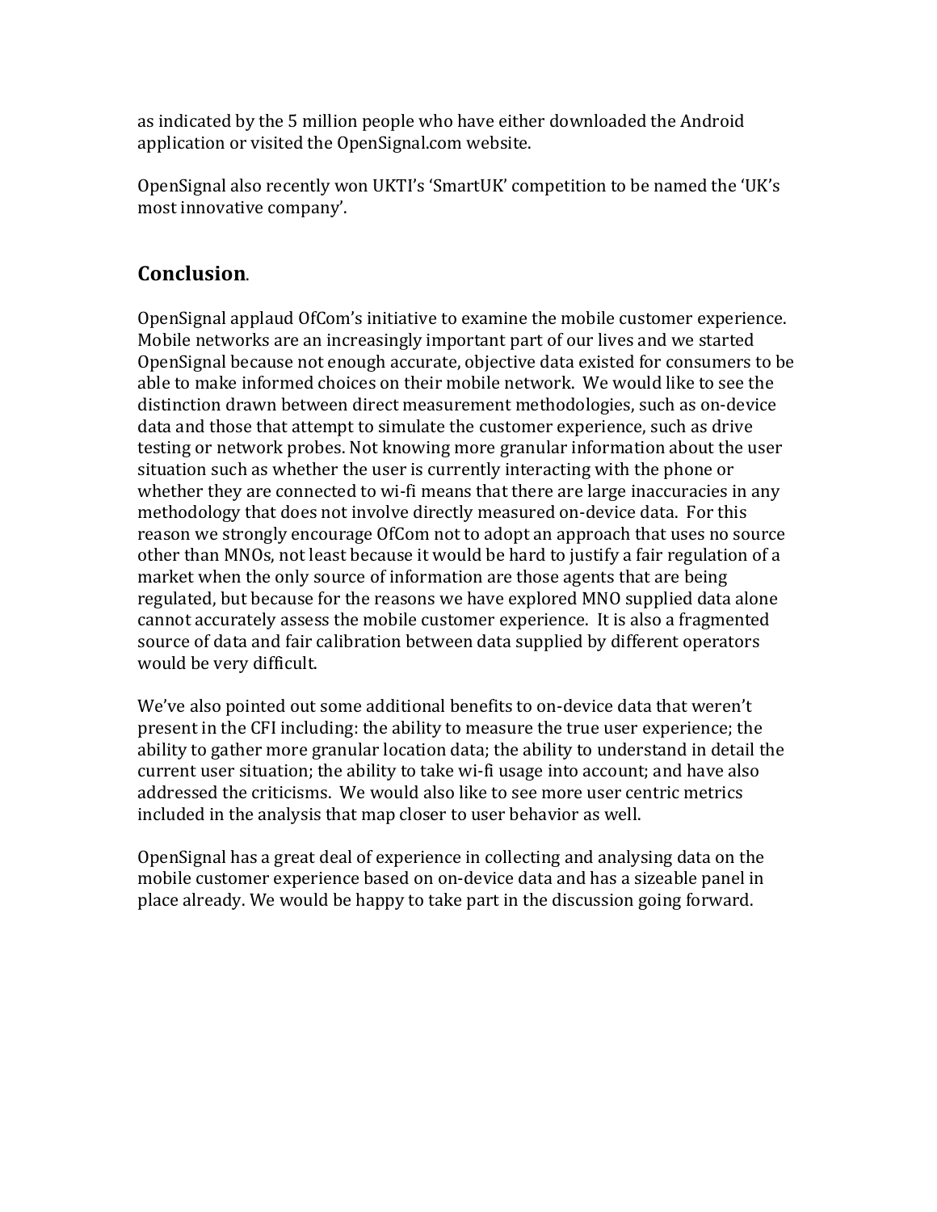as indicated by the 5 million people who have either downloaded the Android application or visited the OpenSignal.com website.

OpenSignal also recently won UKTI's 'SmartUK' competition to be named the 'UK's most innovative company'.

## Conclusion.

OpenSignal applaud OfCom's initiative to examine the mobile customer experience. Mobile networks are an increasingly important part of our lives and we started OpenSignal because not enough accurate, objective data existed for consumers to be able to make informed choices on their mobile network. We would like to see the distinction drawn between direct measurement methodologies, such as on-device data and those that attempt to simulate the customer experience, such as drive testing or network probes. Not knowing more granular information about the user situation such as whether the user is currently interacting with the phone or whether they are connected to wi-fi means that there are large inaccuracies in any methodology that does not involve directly measured on-device data. For this reason we strongly encourage OfCom not to adopt an approach that uses no source other than MNOs, not least because it would be hard to justify a fair regulation of a market when the only source of information are those agents that are being regulated, but because for the reasons we have explored MNO supplied data alone cannot accurately assess the mobile customer experience. It is also a fragmented source of data and fair calibration between data supplied by different operators would be very difficult.

We've also pointed out some additional benefits to on-device data that weren't present in the CFI including: the ability to measure the true user experience; the ability to gather more granular location data; the ability to understand in detail the current user situation; the ability to take wi-fi usage into account; and have also addressed the criticisms. We would also like to see more user centric metrics included in the analysis that map closer to user behavior as well.

OpenSignal has a great deal of experience in collecting and analysing data on the mobile customer experience based on on-device data and has a sizeable panel in place already. We would be happy to take part in the discussion going forward.